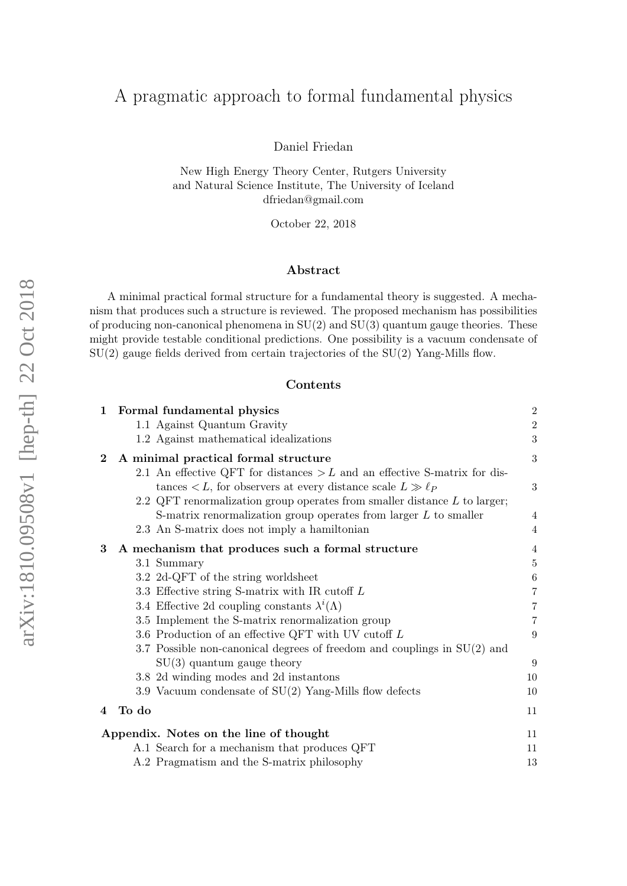# A pragmatic approach to formal fundamental physics

Daniel Friedan

New High Energy Theory Center, Rutgers University
and Natural Science Institute, The University of Iceland
dfriedan@gmail.com

October 22, 2018

## Abstract

A minimal practical formal structure for a fundamental theory is suggested. A mechanism that produces such a structure is reviewed. The proposed mechanism has possibilities of producing non-canonical phenomena in SU(2) and SU(3) quantum gauge theories. These might provide testable conditional predictions. One possibility is a vacuum condensate of SU(2) gauge fields derived from certain trajectories of the SU(2) Yang-Mills flow.

## Contents

**1 Formal fundamental physics** — 2
- 1.1 Against Quantum Gravity — 2
- 1.2 Against mathematical idealizations — 3

**2 A minimal practical formal structure** — 3
- 2.1 An effective QFT for distances $> L$ and an effective S-matrix for distances $< L$, for observers at every distance scale $L \gg \ell_P$ — 3
- 2.2 QFT renormalization group operates from smaller distance $L$ to larger; S-matrix renormalization group operates from larger $L$ to smaller — 4
- 2.3 An S-matrix does not imply a hamiltonian — 4

**3 A mechanism that produces such a formal structure** — 4
- 3.1 Summary — 5
- 3.2 2d-QFT of the string worldsheet — 6
- 3.3 Effective string S-matrix with IR cutoff $L$ — 7
- 3.4 Effective 2d coupling constants $\lambda^i(\Lambda)$ — 7
- 3.5 Implement the S-matrix renormalization group — 7
- 3.6 Production of an effective QFT with UV cutoff $L$ — 9
- 3.7 Possible non-canonical degrees of freedom and couplings in SU(2) and SU(3) quantum gauge theory — 9
- 3.8 2d winding modes and 2d instantons — 10
- 3.9 Vacuum condensate of SU(2) Yang-Mills flow defects — 10

**4 To do** — 11

**Appendix. Notes on the line of thought** — 11
- A.1 Search for a mechanism that produces QFT — 11
- A.2 Pragmatism and the S-matrix philosophy — 13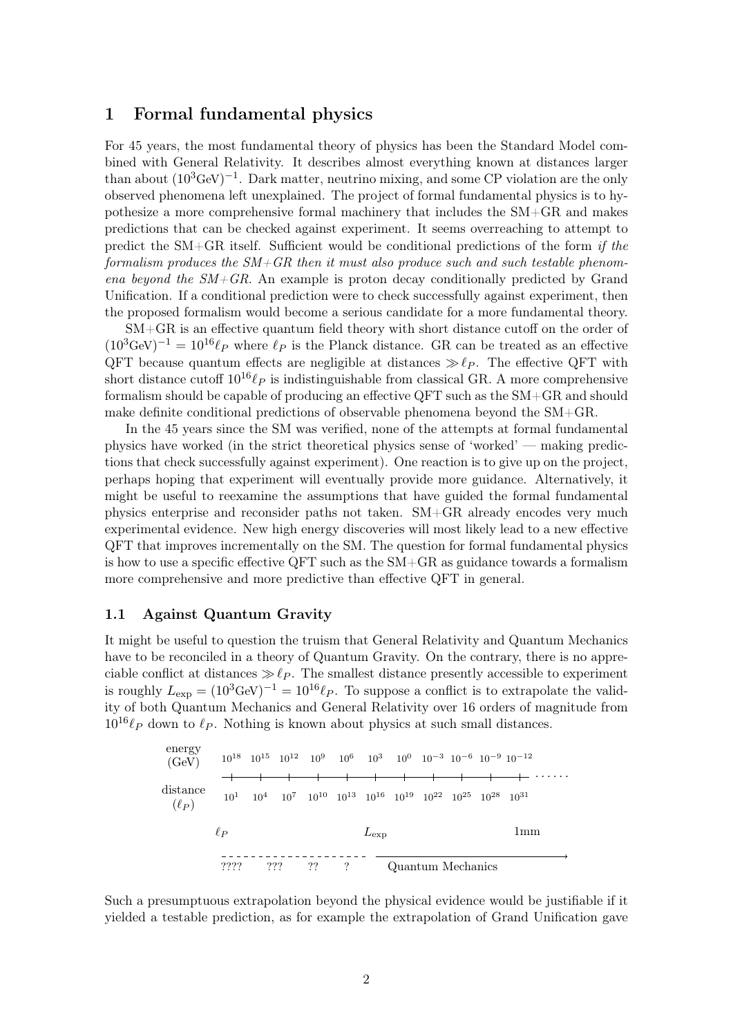# 1 Formal fundamental physics

For 45 years, the most fundamental theory of physics has been the Standard Model combined with General Relativity. It describes almost everything known at distances larger than about $(10^3\text{GeV})^{-1}$. Dark matter, neutrino mixing, and some CP violation are the only observed phenomena left unexplained. The project of formal fundamental physics is to hypothesize a more comprehensive formal machinery that includes the SM+GR and makes predictions that can be checked against experiment. It seems overreaching to attempt to predict the SM+GR itself. Sufficient would be conditional predictions of the form *if the formalism produces the SM+GR then it must also produce such and such testable phenomena beyond the SM+GR*. An example is proton decay conditionally predicted by Grand Unification. If a conditional prediction were to check successfully against experiment, then the proposed formalism would become a serious candidate for a more fundamental theory.

SM+GR is an effective quantum field theory with short distance cutoff on the order of $(10^3\text{GeV})^{-1} = 10^{16}\ell_P$ where $\ell_P$ is the Planck distance. GR can be treated as an effective QFT because quantum effects are negligible at distances $\gg \ell_P$. The effective QFT with short distance cutoff $10^{16}\ell_P$ is indistinguishable from classical GR. A more comprehensive formalism should be capable of producing an effective QFT such as the SM+GR and should make definite conditional predictions of observable phenomena beyond the SM+GR.

In the 45 years since the SM was verified, none of the attempts at formal fundamental physics have worked (in the strict theoretical physics sense of 'worked' — making predictions that check successfully against experiment). One reaction is to give up on the project, perhaps hoping that experiment will eventually provide more guidance. Alternatively, it might be useful to reexamine the assumptions that have guided the formal fundamental physics enterprise and reconsider paths not taken. SM+GR already encodes very much experimental evidence. New high energy discoveries will most likely lead to a new effective QFT that improves incrementally on the SM. The question for formal fundamental physics is how to use a specific effective QFT such as the SM+GR as guidance towards a formalism more comprehensive and more predictive than effective QFT in general.

## 1.1 Against Quantum Gravity

It might be useful to question the truism that General Relativity and Quantum Mechanics have to be reconciled in a theory of Quantum Gravity. On the contrary, there is no appreciable conflict at distances $\gg \ell_P$. The smallest distance presently accessible to experiment is roughly $L_{\text{exp}} = (10^3\text{GeV})^{-1} = 10^{16}\ell_P$. To suppose a conflict is to extrapolate the validity of both Quantum Mechanics and General Relativity over 16 orders of magnitude from $10^{16}\ell_P$ down to $\ell_P$. Nothing is known about physics at such small distances.

| energy (GeV) | $10^{18}$ | $10^{15}$ | $10^{12}$ | $10^{9}$ | $10^{6}$ | $10^{3}$ | $10^{0}$ | $10^{-3}$ | $10^{-6}$ | $10^{-9}$ | $10^{-12}$ |
|---|---|---|---|---|---|---|---|---|---|---|---|
| distance ($\ell_P$) | $10^{1}$ | $10^{4}$ | $10^{7}$ | $10^{10}$ | $10^{13}$ | $10^{16}$ | $10^{19}$ | $10^{22}$ | $10^{25}$ | $10^{28}$ | $10^{31}$ |
| | $\ell_P$ | | | | | $L_{\text{exp}}$ | | | | 1mm | |
| | ???? | ??? | ?? | ? | | Quantum Mechanics | | | | | |

Such a presumptuous extrapolation beyond the physical evidence would be justifiable if it yielded a testable prediction, as for example the extrapolation of Grand Unification gave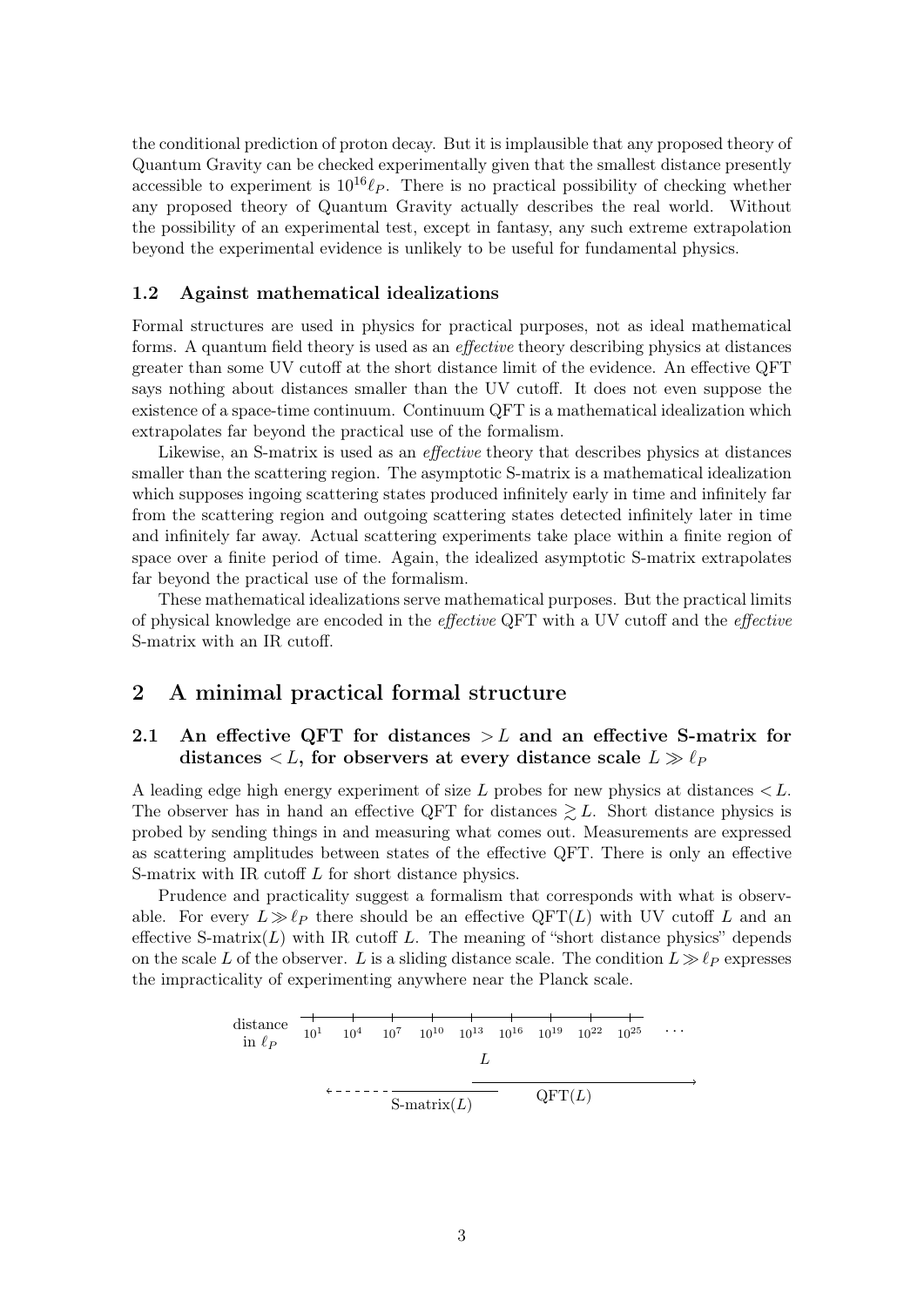the conditional prediction of proton decay. But it is implausible that any proposed theory of Quantum Gravity can be checked experimentally given that the smallest distance presently accessible to experiment is $10^{16}\ell_P$. There is no practical possibility of checking whether any proposed theory of Quantum Gravity actually describes the real world. Without the possibility of an experimental test, except in fantasy, any such extreme extrapolation beyond the experimental evidence is unlikely to be useful for fundamental physics.

### 1.2 Against mathematical idealizations

Formal structures are used in physics for practical purposes, not as ideal mathematical forms. A quantum field theory is used as an *effective* theory describing physics at distances greater than some UV cutoff at the short distance limit of the evidence. An effective QFT says nothing about distances smaller than the UV cutoff. It does not even suppose the existence of a space-time continuum. Continuum QFT is a mathematical idealization which extrapolates far beyond the practical use of the formalism.

Likewise, an S-matrix is used as an *effective* theory that describes physics at distances smaller than the scattering region. The asymptotic S-matrix is a mathematical idealization which supposes ingoing scattering states produced infinitely early in time and infinitely far from the scattering region and outgoing scattering states detected infinitely later in time and infinitely far away. Actual scattering experiments take place within a finite region of space over a finite period of time. Again, the idealized asymptotic S-matrix extrapolates far beyond the practical use of the formalism.

These mathematical idealizations serve mathematical purposes. But the practical limits of physical knowledge are encoded in the *effective* QFT with a UV cutoff and the *effective* S-matrix with an IR cutoff.

## 2 A minimal practical formal structure

### 2.1 An effective QFT for distances $> L$ and an effective S-matrix for distances $< L$, for observers at every distance scale $L \gg \ell_P$

A leading edge high energy experiment of size $L$ probes for new physics at distances $< L$. The observer has in hand an effective QFT for distances $\gtrsim L$. Short distance physics is probed by sending things in and measuring what comes out. Measurements are expressed as scattering amplitudes between states of the effective QFT. There is only an effective S-matrix with IR cutoff $L$ for short distance physics.

Prudence and practicality suggest a formalism that corresponds with what is observable. For every $L \gg \ell_P$ there should be an effective QFT($L$) with UV cutoff $L$ and an effective S-matrix($L$) with IR cutoff $L$. The meaning of "short distance physics" depends on the scale $L$ of the observer. $L$ is a sliding distance scale. The condition $L \gg \ell_P$ expresses the impracticality of experimenting anywhere near the Planck scale.

distance in $\ell_P$: $10^1$ $10^4$ $10^7$ $10^{10}$ $10^{13}$ $10^{16}$ $10^{19}$ $10^{22}$ $10^{25}$ …

$L$

S-matrix($L$) ← | → QFT($L$)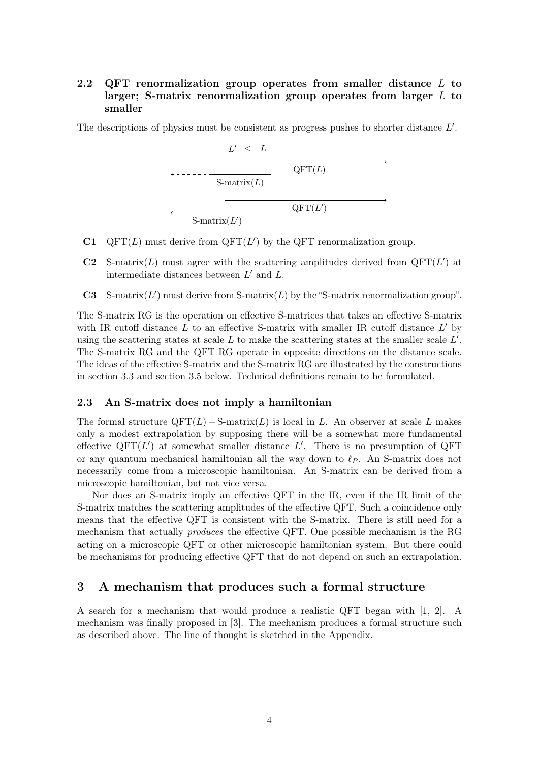### 2.2 QFT renormalization group operates from smaller distance $L$ to larger; S-matrix renormalization group operates from larger $L$ to smaller

The descriptions of physics must be consistent as progress pushes to shorter distance $L'$.

$L' \ < \ L$

QFT($L$)

S-matrix($L$)

QFT($L'$)

S-matrix($L'$)

- **C1** QFT($L$) must derive from QFT($L'$) by the QFT renormalization group.
- **C2** S-matrix($L$) must agree with the scattering amplitudes derived from QFT($L'$) at intermediate distances between $L'$ and $L$.
- **C3** S-matrix($L'$) must derive from S-matrix($L$) by the "S-matrix renormalization group".

The S-matrix RG is the operation on effective S-matrices that takes an effective S-matrix with IR cutoff distance $L$ to an effective S-matrix with smaller IR cutoff distance $L'$ by using the scattering states at scale $L$ to make the scattering states at the smaller scale $L'$. The S-matrix RG and the QFT RG operate in opposite directions on the distance scale. The ideas of the effective S-matrix and the S-matrix RG are illustrated by the constructions in section 3.3 and section 3.5 below. Technical definitions remain to be formulated.

### 2.3 An S-matrix does not imply a hamiltonian

The formal structure QFT($L$) + S-matrix($L$) is local in $L$. An observer at scale $L$ makes only a modest extrapolation by supposing there will be a somewhat more fundamental effective QFT($L'$) at somewhat smaller distance $L'$. There is no presumption of QFT or any quantum mechanical hamiltonian all the way down to $\ell_P$. An S-matrix does not necessarily come from a microscopic hamiltonian. An S-matrix can be derived from a microscopic hamiltonian, but not vice versa.

Nor does an S-matrix imply an effective QFT in the IR, even if the IR limit of the S-matrix matches the scattering amplitudes of the effective QFT. Such a coincidence only means that the effective QFT is consistent with the S-matrix. There is still need for a mechanism that actually *produces* the effective QFT. One possible mechanism is the RG acting on a microscopic QFT or other microscopic hamiltonian system. But there could be mechanisms for producing effective QFT that do not depend on such an extrapolation.

## 3 A mechanism that produces such a formal structure

A search for a mechanism that would produce a realistic QFT began with [1, 2]. A mechanism was finally proposed in [3]. The mechanism produces a formal structure such as described above. The line of thought is sketched in the Appendix.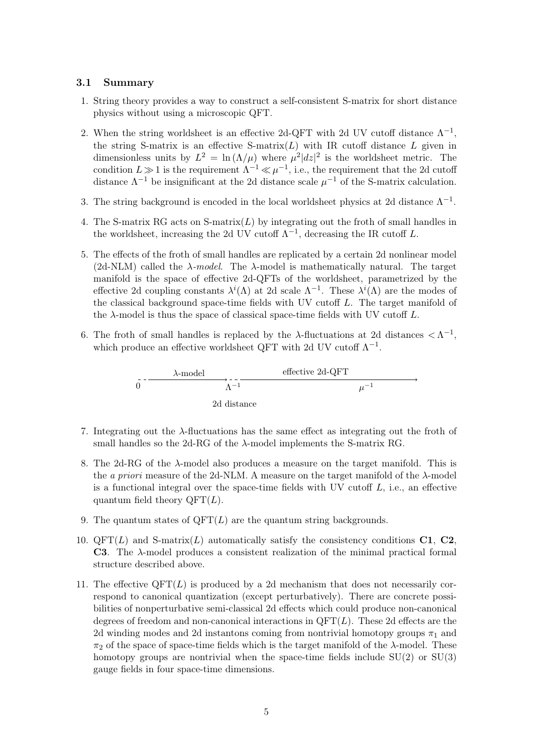### 3.1 Summary

1. String theory provides a way to construct a self-consistent S-matrix for short distance physics without using a microscopic QFT.

2. When the string worldsheet is an effective 2d-QFT with 2d UV cutoff distance $\Lambda^{-1}$, the string S-matrix is an effective S-matrix($L$) with IR cutoff distance $L$ given in dimensionless units by $L^2 = \ln(\Lambda/\mu)$ where $\mu^2|dz|^2$ is the worldsheet metric. The condition $L \gg 1$ is the requirement $\Lambda^{-1} \ll \mu^{-1}$, i.e., the requirement that the 2d cutoff distance $\Lambda^{-1}$ be insignificant at the 2d distance scale $\mu^{-1}$ of the S-matrix calculation.

3. The string background is encoded in the local worldsheet physics at 2d distance $\Lambda^{-1}$.

4. The S-matrix RG acts on S-matrix($L$) by integrating out the froth of small handles in the worldsheet, increasing the 2d UV cutoff $\Lambda^{-1}$, decreasing the IR cutoff $L$.

5. The effects of the froth of small handles are replicated by a certain 2d nonlinear model (2d-NLM) called the *$\lambda$-model*. The $\lambda$-model is mathematically natural. The target manifold is the space of effective 2d-QFTs of the worldsheet, parametrized by the effective 2d coupling constants $\lambda^i(\Lambda)$ at 2d scale $\Lambda^{-1}$. These $\lambda^i(\Lambda)$ are the modes of the classical background space-time fields with UV cutoff $L$. The target manifold of the $\lambda$-model is thus the space of classical space-time fields with UV cutoff $L$.

6. The froth of small handles is replaced by the $\lambda$-fluctuations at 2d distances $< \Lambda^{-1}$, which produce an effective worldsheet QFT with 2d UV cutoff $\Lambda^{-1}$.

   $0$ — $\lambda$-model → $\Lambda^{-1}$ — effective 2d-QFT — $\mu^{-1}$ →

   2d distance

7. Integrating out the $\lambda$-fluctuations has the same effect as integrating out the froth of small handles so the 2d-RG of the $\lambda$-model implements the S-matrix RG.

8. The 2d-RG of the $\lambda$-model also produces a measure on the target manifold. This is the *a priori* measure of the 2d-NLM. A measure on the target manifold of the $\lambda$-model is a functional integral over the space-time fields with UV cutoff $L$, i.e., an effective quantum field theory QFT($L$).

9. The quantum states of QFT($L$) are the quantum string backgrounds.

10. QFT($L$) and S-matrix($L$) automatically satisfy the consistency conditions **C1**, **C2**, **C3**. The $\lambda$-model produces a consistent realization of the minimal practical formal structure described above.

11. The effective QFT($L$) is produced by a 2d mechanism that does not necessarily correspond to canonical quantization (except perturbatively). There are concrete possibilities of nonperturbative semi-classical 2d effects which could produce non-canonical degrees of freedom and non-canonical interactions in QFT($L$). These 2d effects are the 2d winding modes and 2d instantons coming from nontrivial homotopy groups $\pi_1$ and $\pi_2$ of the space of space-time fields which is the target manifold of the $\lambda$-model. These homotopy groups are nontrivial when the space-time fields include SU(2) or SU(3) gauge fields in four space-time dimensions.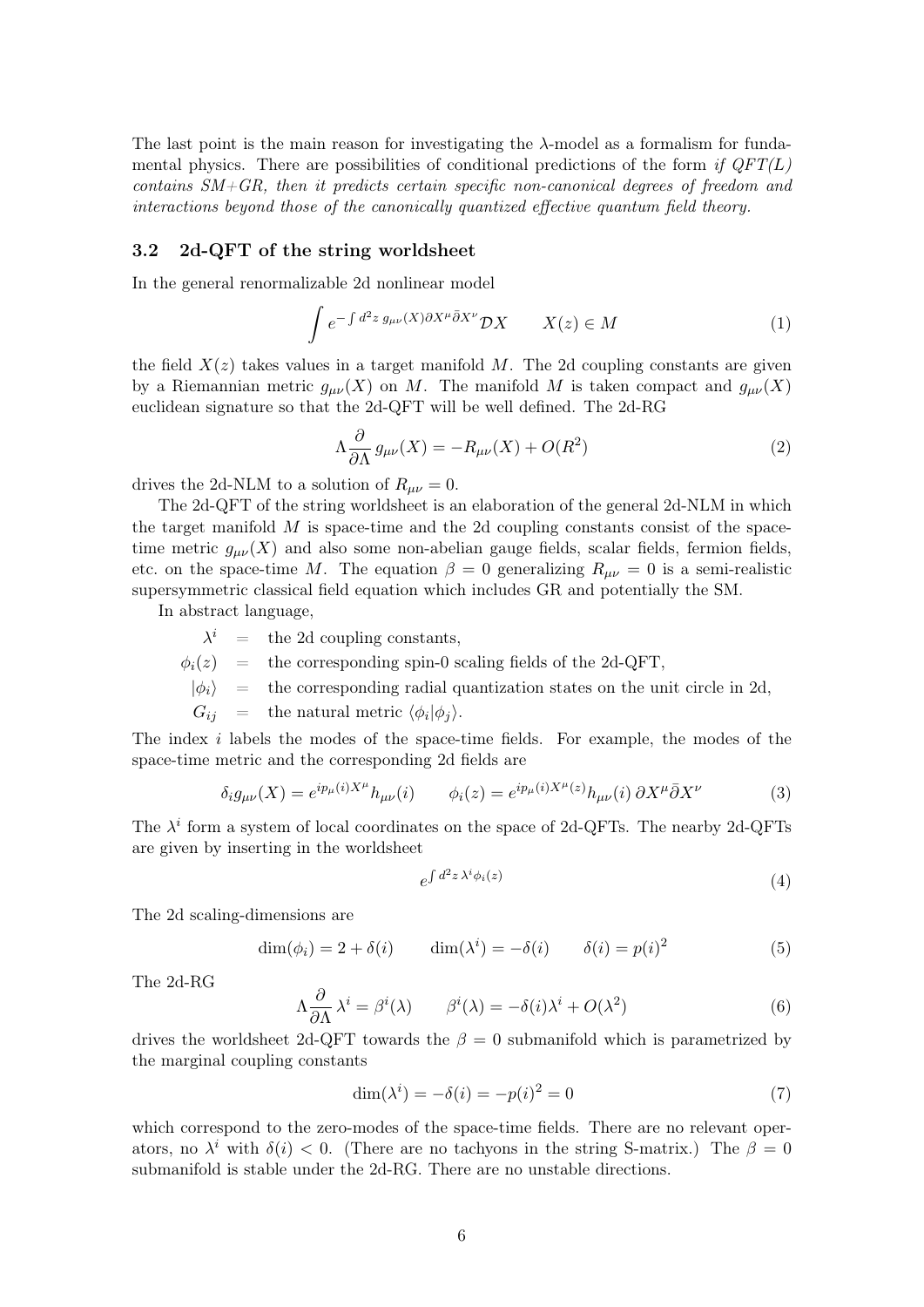The last point is the main reason for investigating the $\lambda$-model as a formalism for fundamental physics. There are possibilities of conditional predictions of the form *if QFT(L) contains SM+GR, then it predicts certain specific non-canonical degrees of freedom and interactions beyond those of the canonically quantized effective quantum field theory.*

### 3.2 2d-QFT of the string worldsheet

In the general renormalizable 2d nonlinear model

$$\int e^{-\int d^2z\, g_{\mu\nu}(X)\partial X^\mu \bar{\partial} X^\nu} \mathcal{D}X \qquad X(z) \in M \tag{1}$$

the field $X(z)$ takes values in a target manifold $M$. The 2d coupling constants are given by a Riemannian metric $g_{\mu\nu}(X)$ on $M$. The manifold $M$ is taken compact and $g_{\mu\nu}(X)$ euclidean signature so that the 2d-QFT will be well defined. The 2d-RG

$$\Lambda \frac{\partial}{\partial \Lambda}\, g_{\mu\nu}(X) = -R_{\mu\nu}(X) + O(R^2) \tag{2}$$

drives the 2d-NLM to a solution of $R_{\mu\nu} = 0$.

The 2d-QFT of the string worldsheet is an elaboration of the general 2d-NLM in which the target manifold $M$ is space-time and the 2d coupling constants consist of the space-time metric $g_{\mu\nu}(X)$ and also some non-abelian gauge fields, scalar fields, fermion fields, etc. on the space-time $M$. The equation $\beta = 0$ generalizing $R_{\mu\nu} = 0$ is a semi-realistic supersymmetric classical field equation which includes GR and potentially the SM.

In abstract language,

$$\begin{aligned}
\lambda^i &= \text{the 2d coupling constants,} \\
\phi_i(z) &= \text{the corresponding spin-0 scaling fields of the 2d-QFT,} \\
|\phi_i\rangle &= \text{the corresponding radial quantization states on the unit circle in 2d,} \\
G_{ij} &= \text{the natural metric } \langle \phi_i | \phi_j \rangle.
\end{aligned}$$

The index $i$ labels the modes of the space-time fields. For example, the modes of the space-time metric and the corresponding 2d fields are

$$\delta_i g_{\mu\nu}(X) = e^{ip_\mu(i)X^\mu} h_{\mu\nu}(i) \qquad \phi_i(z) = e^{ip_\mu(i)X^\mu(z)} h_{\mu\nu}(i)\, \partial X^\mu \bar{\partial} X^\nu \tag{3}$$

The $\lambda^i$ form a system of local coordinates on the space of 2d-QFTs. The nearby 2d-QFTs are given by inserting in the worldsheet

$$e^{\int d^2z\, \lambda^i \phi_i(z)} \tag{4}$$

The 2d scaling-dimensions are

$$\dim(\phi_i) = 2 + \delta(i) \qquad \dim(\lambda^i) = -\delta(i) \qquad \delta(i) = p(i)^2 \tag{5}$$

The 2d-RG

$$\Lambda \frac{\partial}{\partial \Lambda}\, \lambda^i = \beta^i(\lambda) \qquad \beta^i(\lambda) = -\delta(i)\lambda^i + O(\lambda^2) \tag{6}$$

drives the worldsheet 2d-QFT towards the $\beta = 0$ submanifold which is parametrized by the marginal coupling constants

$$\dim(\lambda^i) = -\delta(i) = -p(i)^2 = 0 \tag{7}$$

which correspond to the zero-modes of the space-time fields. There are no relevant operators, no $\lambda^i$ with $\delta(i) < 0$. (There are no tachyons in the string S-matrix.) The $\beta = 0$ submanifold is stable under the 2d-RG. There are no unstable directions.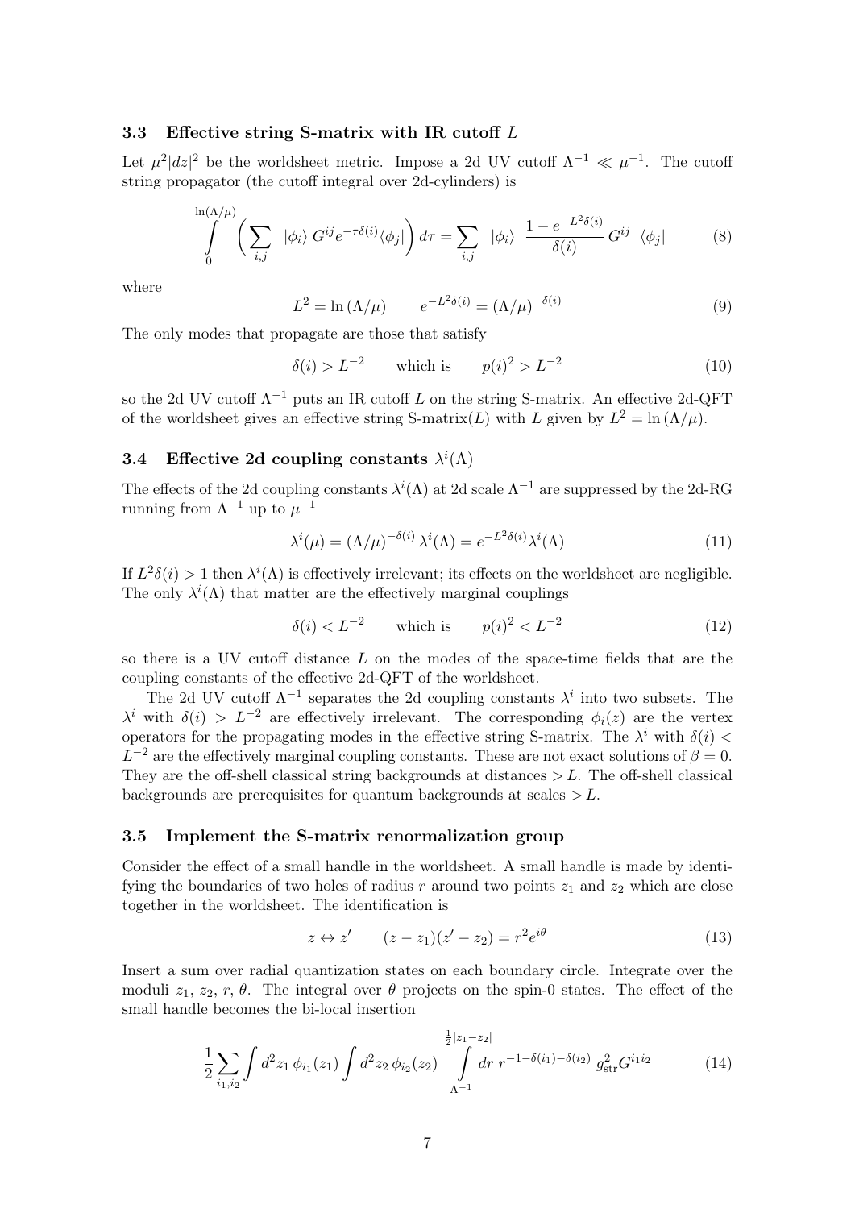### 3.3 Effective string S-matrix with IR cutoff $L$

Let $\mu^2|dz|^2$ be the worldsheet metric. Impose a 2d UV cutoff $\Lambda^{-1} \ll \mu^{-1}$. The cutoff string propagator (the cutoff integral over 2d-cylinders) is

$$\int_0^{\ln(\Lambda/\mu)} \left( \sum_{i,j} \; |\phi_i\rangle \, G^{ij} e^{-\tau\delta(i)} \langle\phi_j| \right) d\tau = \sum_{i,j} \; |\phi_i\rangle \; \frac{1 - e^{-L^2\delta(i)}}{\delta(i)} \, G^{ij} \; \langle\phi_j| \tag{8}$$

where

$$L^2 = \ln(\Lambda/\mu) \qquad e^{-L^2\delta(i)} = (\Lambda/\mu)^{-\delta(i)} \tag{9}$$

The only modes that propagate are those that satisfy

$$\delta(i) > L^{-2} \qquad \text{which is} \qquad p(i)^2 > L^{-2} \tag{10}$$

so the 2d UV cutoff $\Lambda^{-1}$ puts an IR cutoff $L$ on the string S-matrix. An effective 2d-QFT of the worldsheet gives an effective string S-matrix($L$) with $L$ given by $L^2 = \ln(\Lambda/\mu)$.

### 3.4 Effective 2d coupling constants $\lambda^i(\Lambda)$

The effects of the 2d coupling constants $\lambda^i(\Lambda)$ at 2d scale $\Lambda^{-1}$ are suppressed by the 2d-RG running from $\Lambda^{-1}$ up to $\mu^{-1}$

$$\lambda^i(\mu) = (\Lambda/\mu)^{-\delta(i)} \, \lambda^i(\Lambda) = e^{-L^2\delta(i)} \lambda^i(\Lambda) \tag{11}$$

If $L^2\delta(i) > 1$ then $\lambda^i(\Lambda)$ is effectively irrelevant; its effects on the worldsheet are negligible. The only $\lambda^i(\Lambda)$ that matter are the effectively marginal couplings

$$\delta(i) < L^{-2} \qquad \text{which is} \qquad p(i)^2 < L^{-2} \tag{12}$$

so there is a UV cutoff distance $L$ on the modes of the space-time fields that are the coupling constants of the effective 2d-QFT of the worldsheet.

The 2d UV cutoff $\Lambda^{-1}$ separates the 2d coupling constants $\lambda^i$ into two subsets. The $\lambda^i$ with $\delta(i) > L^{-2}$ are effectively irrelevant. The corresponding $\phi_i(z)$ are the vertex operators for the propagating modes in the effective string S-matrix. The $\lambda^i$ with $\delta(i) < L^{-2}$ are the effectively marginal coupling constants. These are not exact solutions of $\beta = 0$. They are the off-shell classical string backgrounds at distances $> L$. The off-shell classical backgrounds are prerequisites for quantum backgrounds at scales $> L$.

### 3.5 Implement the S-matrix renormalization group

Consider the effect of a small handle in the worldsheet. A small handle is made by identifying the boundaries of two holes of radius $r$ around two points $z_1$ and $z_2$ which are close together in the worldsheet. The identification is

$$z \leftrightarrow z' \qquad (z - z_1)(z' - z_2) = r^2 e^{i\theta} \tag{13}$$

Insert a sum over radial quantization states on each boundary circle. Integrate over the moduli $z_1$, $z_2$, $r$, $\theta$. The integral over $\theta$ projects on the spin-0 states. The effect of the small handle becomes the bi-local insertion

$$\frac{1}{2} \sum_{i_1, i_2} \int d^2 z_1 \, \phi_{i_1}(z_1) \int d^2 z_2 \, \phi_{i_2}(z_2) \int_{\Lambda^{-1}}^{\frac{1}{2}|z_1 - z_2|} dr \; r^{-1-\delta(i_1)-\delta(i_2)} \; g_{\mathrm{str}}^2 G^{i_1 i_2} \tag{14}$$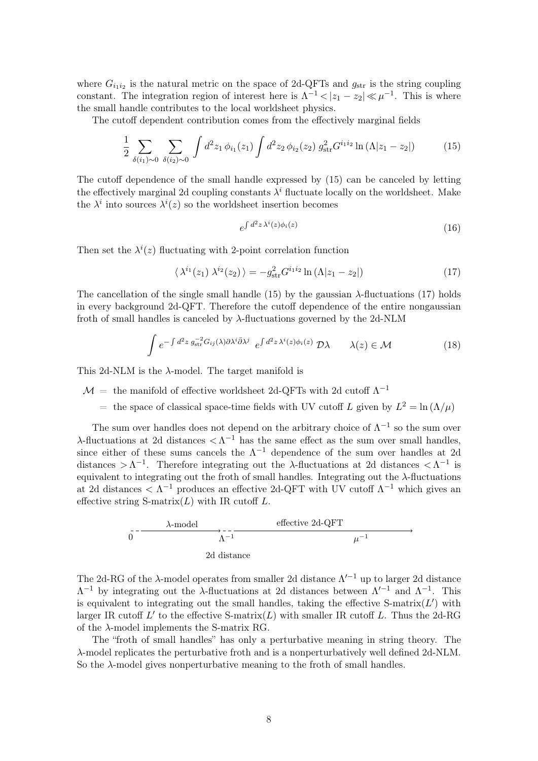where $G_{i_1 i_2}$ is the natural metric on the space of 2d-QFTs and $g_{\rm str}$ is the string coupling constant. The integration region of interest here is $\Lambda^{-1} < |z_1 - z_2| \ll \mu^{-1}$. This is where the small handle contributes to the local worldsheet physics.

The cutoff dependent contribution comes from the effectively marginal fields

$$\frac{1}{2} \sum_{\delta(i_1)\sim 0} \sum_{\delta(i_2)\sim 0} \int d^2 z_1\, \phi_{i_1}(z_1) \int d^2 z_2\, \phi_{i_2}(z_2)\; g_{\rm str}^2 G^{i_1 i_2} \ln\left(\Lambda |z_1 - z_2|\right) \tag{15}$$

The cutoff dependence of the small handle expressed by (15) can be canceled by letting the effectively marginal 2d coupling constants $\lambda^i$ fluctuate locally on the worldsheet. Make the $\lambda^i$ into sources $\lambda^i(z)$ so the worldsheet insertion becomes

$$e^{\int d^2 z\, \lambda^i(z) \phi_i(z)} \tag{16}$$

Then set the $\lambda^i(z)$ fluctuating with 2-point correlation function

$$\langle\, \lambda^{i_1}(z_1)\; \lambda^{i_2}(z_2)\, \rangle = -g_{\rm str}^2 G^{i_1 i_2} \ln\left(\Lambda |z_1 - z_2|\right) \tag{17}$$

The cancellation of the single small handle (15) by the gaussian $\lambda$-fluctuations (17) holds in every background 2d-QFT. Therefore the cutoff dependence of the entire nongaussian froth of small handles is canceled by $\lambda$-fluctuations governed by the 2d-NLM

$$\int e^{-\int d^2 z\; g_{\rm str}^{-2} G_{ij}(\lambda) \partial\lambda^i \bar\partial \lambda^j}\; e^{\int d^2 z\, \lambda^i(z) \phi_i(z)}\; \mathcal{D}\lambda \qquad \lambda(z) \in \mathcal{M} \tag{18}$$

This 2d-NLM is the $\lambda$-model. The target manifold is

$\mathcal{M}$ = the manifold of effective worldsheet 2d-QFTs with 2d cutoff $\Lambda^{-1}$

= the space of classical space-time fields with UV cutoff $L$ given by $L^2 = \ln\left(\Lambda/\mu\right)$

The sum over handles does not depend on the arbitrary choice of $\Lambda^{-1}$ so the sum over $\lambda$-fluctuations at 2d distances $< \Lambda^{-1}$ has the same effect as the sum over small handles, since either of these sums cancels the $\Lambda^{-1}$ dependence of the sum over handles at 2d distances $> \Lambda^{-1}$. Therefore integrating out the $\lambda$-fluctuations at 2d distances $< \Lambda^{-1}$ is equivalent to integrating out the froth of small handles. Integrating out the $\lambda$-fluctuations at 2d distances $< \Lambda^{-1}$ produces an effective 2d-QFT with UV cutoff $\Lambda^{-1}$ which gives an effective string S-matrix($L$) with IR cutoff $L$.

$0$ — $\lambda$-model → $\Lambda^{-1}$ — effective 2d-QFT → $\mu^{-1}$

2d distance

The 2d-RG of the $\lambda$-model operates from smaller 2d distance $\Lambda'^{-1}$ up to larger 2d distance $\Lambda^{-1}$ by integrating out the $\lambda$-fluctuations at 2d distances between $\Lambda'^{-1}$ and $\Lambda^{-1}$. This is equivalent to integrating out the small handles, taking the effective S-matrix($L'$) with larger IR cutoff $L'$ to the effective S-matrix($L$) with smaller IR cutoff $L$. Thus the 2d-RG of the $\lambda$-model implements the S-matrix RG.

The "froth of small handles" has only a perturbative meaning in string theory. The $\lambda$-model replicates the perturbative froth and is a nonperturbatively well defined 2d-NLM. So the $\lambda$-model gives nonperturbative meaning to the froth of small handles.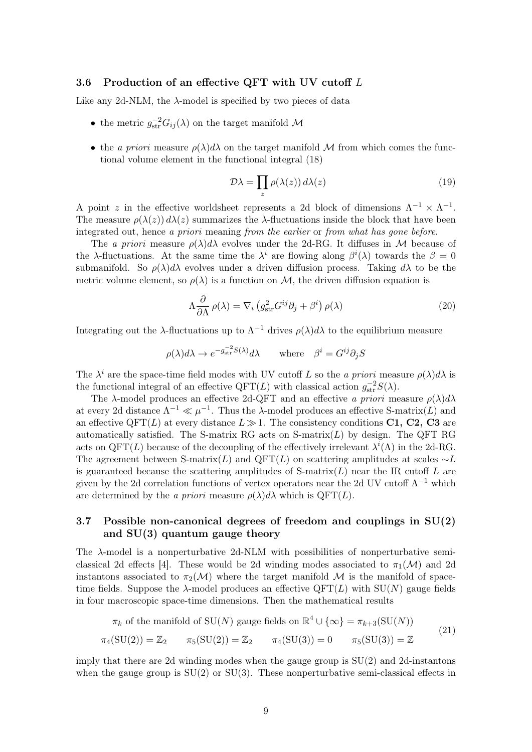### 3.6 Production of an effective QFT with UV cutoff $L$

Like any 2d-NLM, the $\lambda$-model is specified by two pieces of data

- the metric $g_{\rm str}^{-2} G_{ij}(\lambda)$ on the target manifold $\mathcal{M}$
- the *a priori* measure $\rho(\lambda)d\lambda$ on the target manifold $\mathcal{M}$ from which comes the functional volume element in the functional integral (18)

$$\mathcal{D}\lambda = \prod_z \rho(\lambda(z))\, d\lambda(z) \tag{19}$$

A point $z$ in the effective worldsheet represents a 2d block of dimensions $\Lambda^{-1} \times \Lambda^{-1}$. The measure $\rho(\lambda(z))\, d\lambda(z)$ summarizes the $\lambda$-fluctuations inside the block that have been integrated out, hence *a priori* meaning *from the earlier* or *from what has gone before*.

The *a priori* measure $\rho(\lambda)d\lambda$ evolves under the 2d-RG. It diffuses in $\mathcal{M}$ because of the $\lambda$-fluctuations. At the same time the $\lambda^i$ are flowing along $\beta^i(\lambda)$ towards the $\beta = 0$ submanifold. So $\rho(\lambda)d\lambda$ evolves under a driven diffusion process. Taking $d\lambda$ to be the metric volume element, so $\rho(\lambda)$ is a function on $\mathcal{M}$, the driven diffusion equation is

$$\Lambda \frac{\partial}{\partial \Lambda}\, \rho(\lambda) = \nabla_i \left( g_{\rm str}^2 G^{ij} \partial_j + \beta^i \right) \rho(\lambda) \tag{20}$$

Integrating out the $\lambda$-fluctuations up to $\Lambda^{-1}$ drives $\rho(\lambda)d\lambda$ to the equilibrium measure

$$\rho(\lambda)d\lambda \to e^{-g_{\rm str}^{-2} S(\lambda)} d\lambda \qquad \text{where} \quad \beta^i = G^{ij}\partial_j S$$

The $\lambda^i$ are the space-time field modes with UV cutoff $L$ so the *a priori* measure $\rho(\lambda)d\lambda$ is the functional integral of an effective QFT($L$) with classical action $g_{\rm str}^{-2} S(\lambda)$.

The $\lambda$-model produces an effective 2d-QFT and an effective *a priori* measure $\rho(\lambda)d\lambda$ at every 2d distance $\Lambda^{-1} \ll \mu^{-1}$. Thus the $\lambda$-model produces an effective S-matrix($L$) and an effective QFT($L$) at every distance $L \gg 1$. The consistency conditions **C1, C2, C3** are automatically satisfied. The S-matrix RG acts on S-matrix($L$) by design. The QFT RG acts on QFT($L$) because of the decoupling of the effectively irrelevant $\lambda^i(\Lambda)$ in the 2d-RG. The agreement between S-matrix($L$) and QFT($L$) on scattering amplitudes at scales $\sim L$ is guaranteed because the scattering amplitudes of S-matrix($L$) near the IR cutoff $L$ are given by the 2d correlation functions of vertex operators near the 2d UV cutoff $\Lambda^{-1}$ which are determined by the *a priori* measure $\rho(\lambda)d\lambda$ which is QFT($L$).

### 3.7 Possible non-canonical degrees of freedom and couplings in SU(2) and SU(3) quantum gauge theory

The $\lambda$-model is a nonperturbative 2d-NLM with possibilities of nonperturbative semi-classical 2d effects [4]. These would be 2d winding modes associated to $\pi_1(\mathcal{M})$ and 2d instantons associated to $\pi_2(\mathcal{M})$ where the target manifold $\mathcal{M}$ is the manifold of space-time fields. Suppose the $\lambda$-model produces an effective QFT($L$) with SU($N$) gauge fields in four macroscopic space-time dimensions. Then the mathematical results

$$\begin{gathered}
\pi_k \text{ of the manifold of SU}(N) \text{ gauge fields on } \mathbb{R}^4 \cup \{\infty\} = \pi_{k+3}(\mathrm{SU}(N)) \\
\pi_4(\mathrm{SU}(2)) = \mathbb{Z}_2 \qquad \pi_5(\mathrm{SU}(2)) = \mathbb{Z}_2 \qquad \pi_4(\mathrm{SU}(3)) = 0 \qquad \pi_5(\mathrm{SU}(3)) = \mathbb{Z}
\end{gathered} \tag{21}$$

imply that there are 2d winding modes when the gauge group is SU(2) and 2d-instantons when the gauge group is SU(2) or SU(3). These nonperturbative semi-classical effects in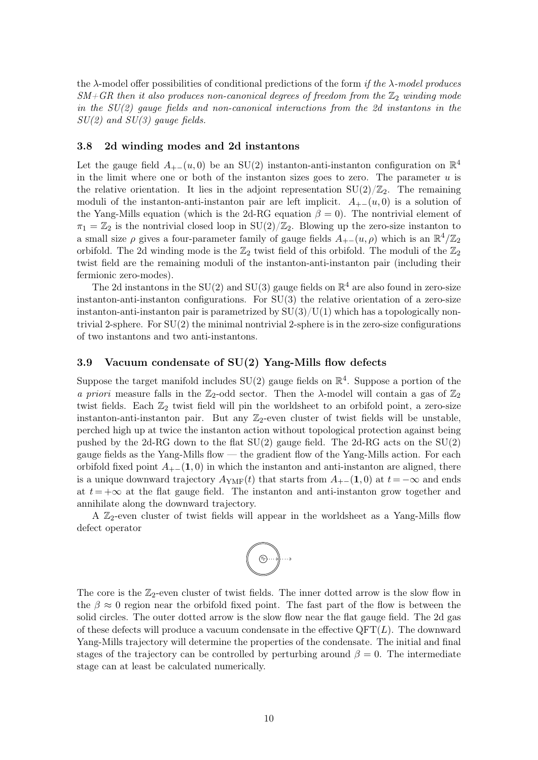the $\lambda$-model offer possibilities of conditional predictions of the form *if the $\lambda$-model produces SM+GR then it also produces non-canonical degrees of freedom from the $\mathbb{Z}_2$ winding mode in the SU(2) gauge fields and non-canonical interactions from the 2d instantons in the SU(2) and SU(3) gauge fields.*

### 3.8 2d winding modes and 2d instantons

Let the gauge field $A_{+-}(u, 0)$ be an SU(2) instanton-anti-instanton configuration on $\mathbb{R}^4$ in the limit where one or both of the instanton sizes goes to zero. The parameter $u$ is the relative orientation. It lies in the adjoint representation $\mathrm{SU}(2)/\mathbb{Z}_2$. The remaining moduli of the instanton-anti-instanton pair are left implicit. $A_{+-}(u, 0)$ is a solution of the Yang-Mills equation (which is the 2d-RG equation $\beta = 0$). The nontrivial element of $\pi_1 = \mathbb{Z}_2$ is the nontrivial closed loop in $\mathrm{SU}(2)/\mathbb{Z}_2$. Blowing up the zero-size instanton to a small size $\rho$ gives a four-parameter family of gauge fields $A_{+-}(u, \rho)$ which is an $\mathbb{R}^4/\mathbb{Z}_2$ orbifold. The 2d winding mode is the $\mathbb{Z}_2$ twist field of this orbifold. The moduli of the $\mathbb{Z}_2$ twist field are the remaining moduli of the instanton-anti-instanton pair (including their fermionic zero-modes).

The 2d instantons in the SU(2) and SU(3) gauge fields on $\mathbb{R}^4$ are also found in zero-size instanton-anti-instanton configurations. For SU(3) the relative orientation of a zero-size instanton-anti-instanton pair is parametrized by $\mathrm{SU}(3)/\mathrm{U}(1)$ which has a topologically nontrivial 2-sphere. For SU(2) the minimal nontrivial 2-sphere is in the zero-size configurations of two instantons and two anti-instantons.

### 3.9 Vacuum condensate of SU(2) Yang-Mills flow defects

Suppose the target manifold includes SU(2) gauge fields on $\mathbb{R}^4$. Suppose a portion of the *a priori* measure falls in the $\mathbb{Z}_2$-odd sector. Then the $\lambda$-model will contain a gas of $\mathbb{Z}_2$ twist fields. Each $\mathbb{Z}_2$ twist field will pin the worldsheet to an orbifold point, a zero-size instanton-anti-instanton pair. But any $\mathbb{Z}_2$-even cluster of twist fields will be unstable, perched high up at twice the instanton action without topological protection against being pushed by the 2d-RG down to the flat SU(2) gauge field. The 2d-RG acts on the SU(2) gauge fields as the Yang-Mills flow — the gradient flow of the Yang-Mills action. For each orbifold fixed point $A_{+-}(\mathbf{1}, 0)$ in which the instanton and anti-instanton are aligned, there is a unique downward trajectory $A_{\mathrm{YMF}}(t)$ that starts from $A_{+-}(\mathbf{1}, 0)$ at $t = -\infty$ and ends at $t = +\infty$ at the flat gauge field. The instanton and anti-instanton grow together and annihilate along the downward trajectory.

A $\mathbb{Z}_2$-even cluster of twist fields will appear in the worldsheet as a Yang-Mills flow defect operator

The core is the $\mathbb{Z}_2$-even cluster of twist fields. The inner dotted arrow is the slow flow in the $\beta \approx 0$ region near the orbifold fixed point. The fast part of the flow is between the solid circles. The outer dotted arrow is the slow flow near the flat gauge field. The 2d gas of these defects will produce a vacuum condensate in the effective QFT($L$). The downward Yang-Mills trajectory will determine the properties of the condensate. The initial and final stages of the trajectory can be controlled by perturbing around $\beta = 0$. The intermediate stage can at least be calculated numerically.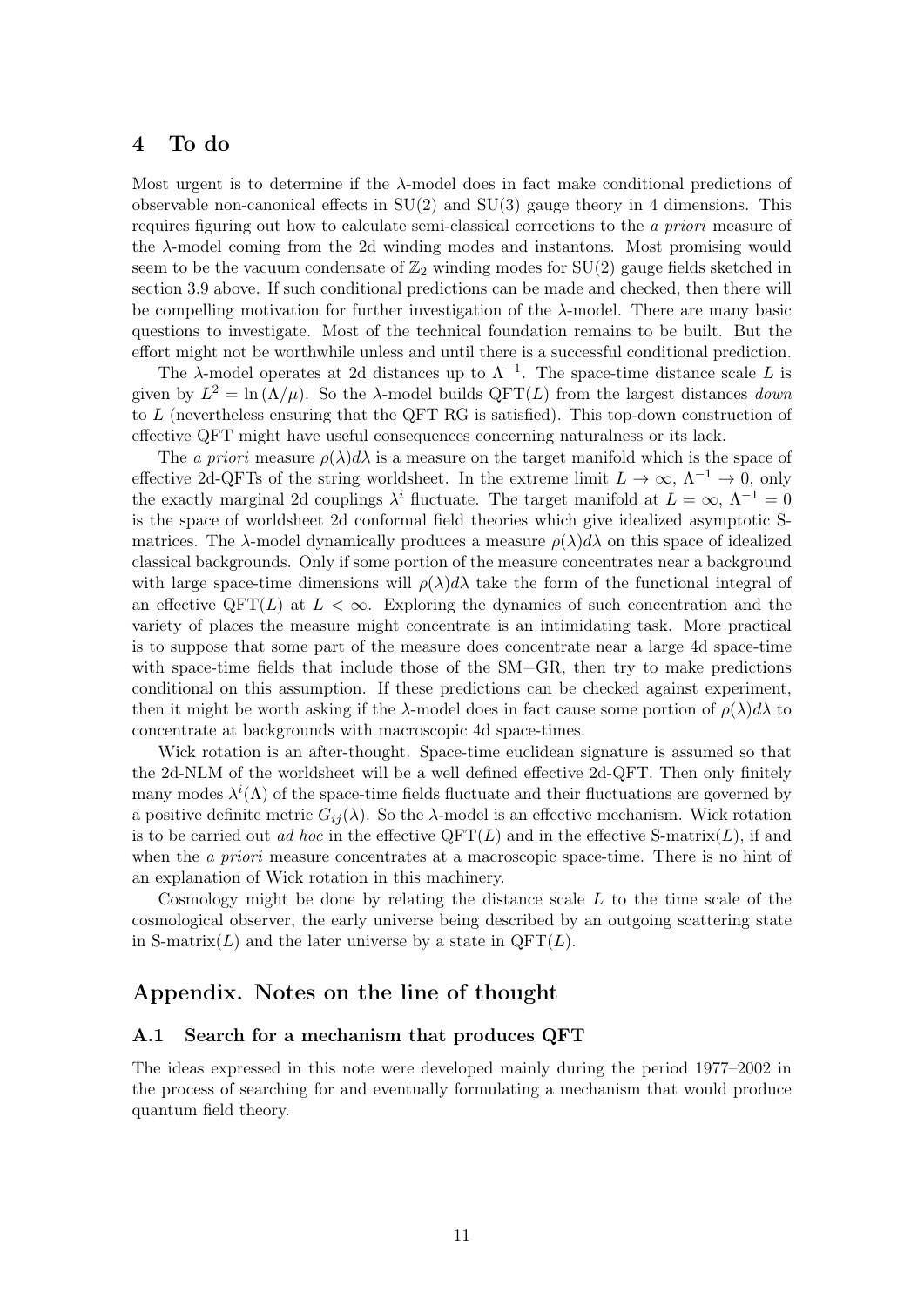## 4 To do

Most urgent is to determine if the $\lambda$-model does in fact make conditional predictions of observable non-canonical effects in SU(2) and SU(3) gauge theory in 4 dimensions. This requires figuring out how to calculate semi-classical corrections to the *a priori* measure of the $\lambda$-model coming from the 2d winding modes and instantons. Most promising would seem to be the vacuum condensate of $\mathbb{Z}_2$ winding modes for SU(2) gauge fields sketched in section 3.9 above. If such conditional predictions can be made and checked, then there will be compelling motivation for further investigation of the $\lambda$-model. There are many basic questions to investigate. Most of the technical foundation remains to be built. But the effort might not be worthwhile unless and until there is a successful conditional prediction.

The $\lambda$-model operates at 2d distances up to $\Lambda^{-1}$. The space-time distance scale $L$ is given by $L^2 = \ln(\Lambda/\mu)$. So the $\lambda$-model builds QFT($L$) from the largest distances *down* to $L$ (nevertheless ensuring that the QFT RG is satisfied). This top-down construction of effective QFT might have useful consequences concerning naturalness or its lack.

The *a priori* measure $\rho(\lambda)d\lambda$ is a measure on the target manifold which is the space of effective 2d-QFTs of the string worldsheet. In the extreme limit $L \to \infty$, $\Lambda^{-1} \to 0$, only the exactly marginal 2d couplings $\lambda^i$ fluctuate. The target manifold at $L = \infty$, $\Lambda^{-1} = 0$ is the space of worldsheet 2d conformal field theories which give idealized asymptotic S-matrices. The $\lambda$-model dynamically produces a measure $\rho(\lambda)d\lambda$ on this space of idealized classical backgrounds. Only if some portion of the measure concentrates near a background with large space-time dimensions will $\rho(\lambda)d\lambda$ take the form of the functional integral of an effective QFT($L$) at $L < \infty$. Exploring the dynamics of such concentration and the variety of places the measure might concentrate is an intimidating task. More practical is to suppose that some part of the measure does concentrate near a large 4d space-time with space-time fields that include those of the SM+GR, then try to make predictions conditional on this assumption. If these predictions can be checked against experiment, then it might be worth asking if the $\lambda$-model does in fact cause some portion of $\rho(\lambda)d\lambda$ to concentrate at backgrounds with macroscopic 4d space-times.

Wick rotation is an after-thought. Space-time euclidean signature is assumed so that the 2d-NLM of the worldsheet will be a well defined effective 2d-QFT. Then only finitely many modes $\lambda^i(\Lambda)$ of the space-time fields fluctuate and their fluctuations are governed by a positive definite metric $G_{ij}(\lambda)$. So the $\lambda$-model is an effective mechanism. Wick rotation is to be carried out *ad hoc* in the effective QFT($L$) and in the effective S-matrix($L$), if and when the *a priori* measure concentrates at a macroscopic space-time. There is no hint of an explanation of Wick rotation in this machinery.

Cosmology might be done by relating the distance scale $L$ to the time scale of the cosmological observer, the early universe being described by an outgoing scattering state in S-matrix($L$) and the later universe by a state in QFT($L$).

## Appendix. Notes on the line of thought

### A.1 Search for a mechanism that produces QFT

The ideas expressed in this note were developed mainly during the period 1977–2002 in the process of searching for and eventually formulating a mechanism that would produce quantum field theory.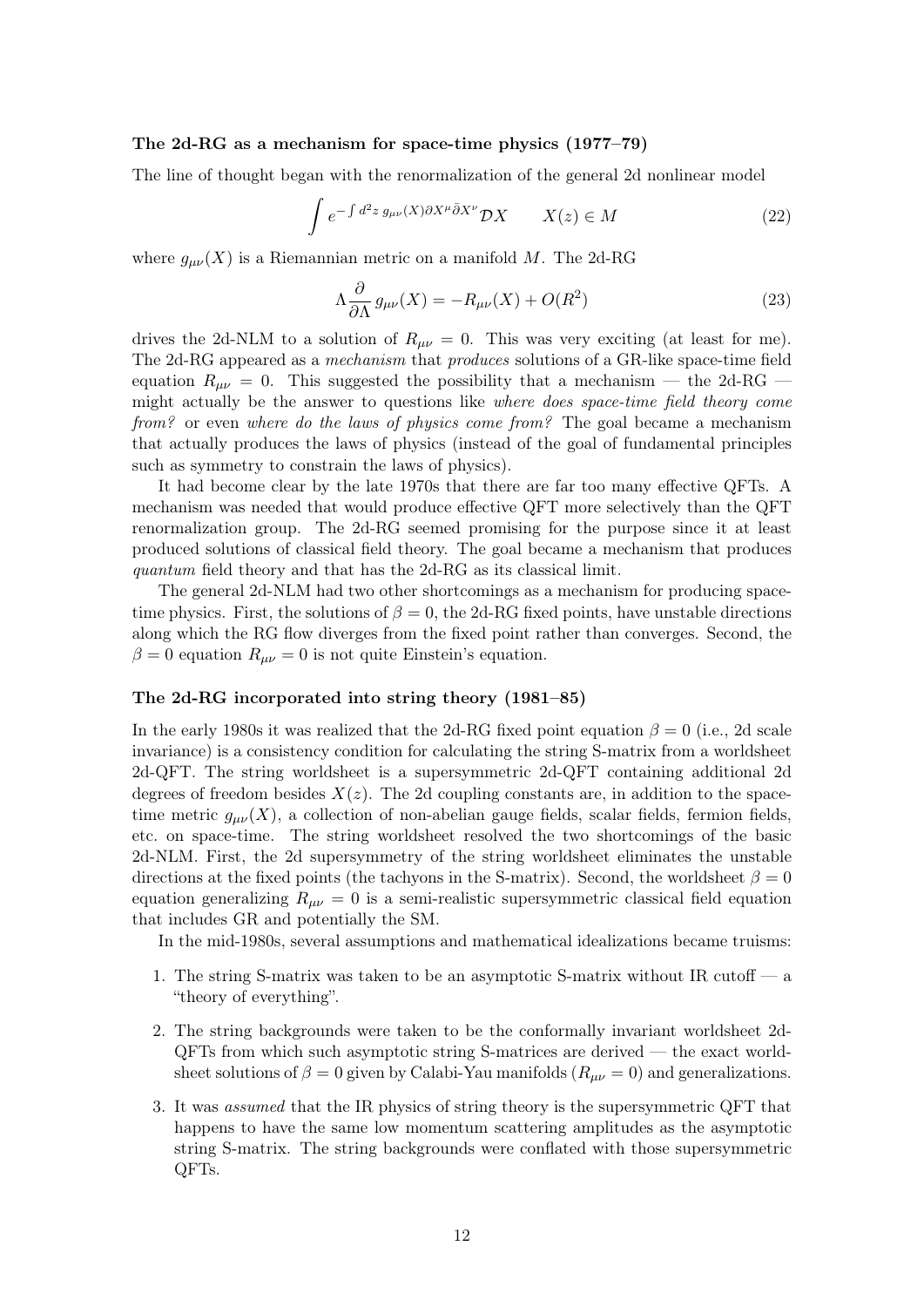### The 2d-RG as a mechanism for space-time physics (1977–79)

The line of thought began with the renormalization of the general 2d nonlinear model

$$\int e^{-\int d^2z \; g_{\mu\nu}(X)\partial X^\mu \bar{\partial} X^\nu} \mathcal{D}X \qquad X(z) \in M \tag{22}$$

where $g_{\mu\nu}(X)$ is a Riemannian metric on a manifold $M$. The 2d-RG

$$\Lambda \frac{\partial}{\partial \Lambda} g_{\mu\nu}(X) = -R_{\mu\nu}(X) + O(R^2) \tag{23}$$

drives the 2d-NLM to a solution of $R_{\mu\nu} = 0$. This was very exciting (at least for me). The 2d-RG appeared as a *mechanism* that *produces* solutions of a GR-like space-time field equation $R_{\mu\nu} = 0$. This suggested the possibility that a mechanism — the 2d-RG — might actually be the answer to questions like *where does space-time field theory come from?* or even *where do the laws of physics come from?* The goal became a mechanism that actually produces the laws of physics (instead of the goal of fundamental principles such as symmetry to constrain the laws of physics).

It had become clear by the late 1970s that there are far too many effective QFTs. A mechanism was needed that would produce effective QFT more selectively than the QFT renormalization group. The 2d-RG seemed promising for the purpose since it at least produced solutions of classical field theory. The goal became a mechanism that produces *quantum* field theory and that has the 2d-RG as its classical limit.

The general 2d-NLM had two other shortcomings as a mechanism for producing space-time physics. First, the solutions of $\beta = 0$, the 2d-RG fixed points, have unstable directions along which the RG flow diverges from the fixed point rather than converges. Second, the $\beta = 0$ equation $R_{\mu\nu} = 0$ is not quite Einstein's equation.

### The 2d-RG incorporated into string theory (1981–85)

In the early 1980s it was realized that the 2d-RG fixed point equation $\beta = 0$ (i.e., 2d scale invariance) is a consistency condition for calculating the string S-matrix from a worldsheet 2d-QFT. The string worldsheet is a supersymmetric 2d-QFT containing additional 2d degrees of freedom besides $X(z)$. The 2d coupling constants are, in addition to the space-time metric $g_{\mu\nu}(X)$, a collection of non-abelian gauge fields, scalar fields, fermion fields, etc. on space-time. The string worldsheet resolved the two shortcomings of the basic 2d-NLM. First, the 2d supersymmetry of the string worldsheet eliminates the unstable directions at the fixed points (the tachyons in the S-matrix). Second, the worldsheet $\beta = 0$ equation generalizing $R_{\mu\nu} = 0$ is a semi-realistic supersymmetric classical field equation that includes GR and potentially the SM.

In the mid-1980s, several assumptions and mathematical idealizations became truisms:

1. The string S-matrix was taken to be an asymptotic S-matrix without IR cutoff — a "theory of everything".
2. The string backgrounds were taken to be the conformally invariant worldsheet 2d-QFTs from which such asymptotic string S-matrices are derived — the exact worldsheet solutions of $\beta = 0$ given by Calabi-Yau manifolds ($R_{\mu\nu} = 0$) and generalizations.
3. It was *assumed* that the IR physics of string theory is the supersymmetric QFT that happens to have the same low momentum scattering amplitudes as the asymptotic string S-matrix. The string backgrounds were conflated with those supersymmetric QFTs.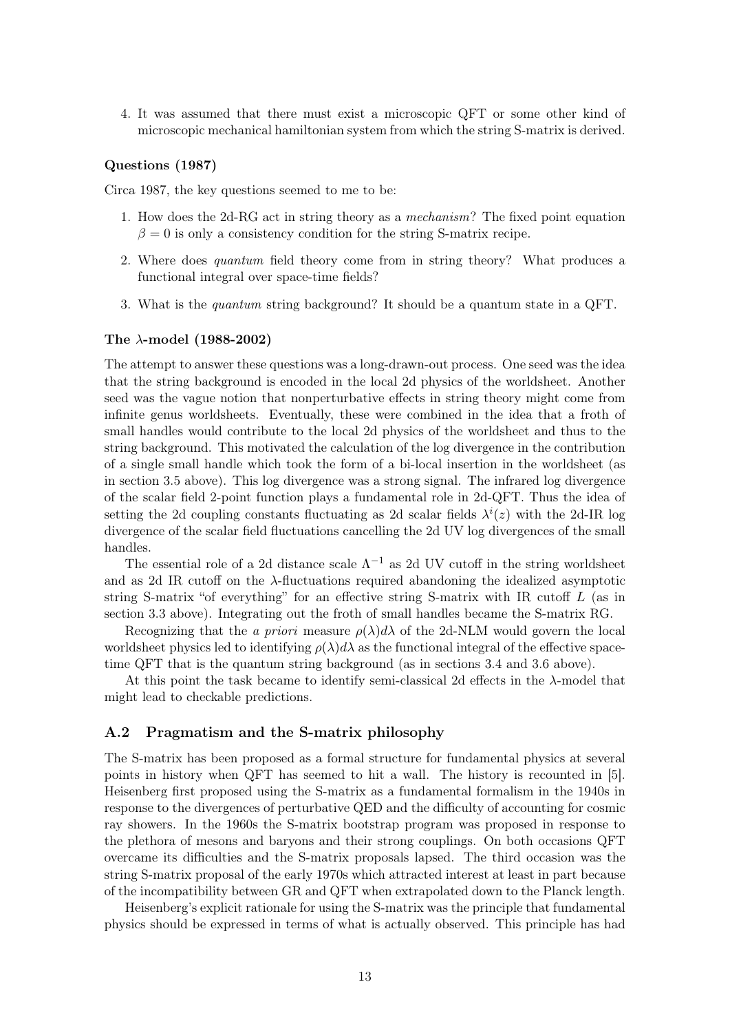4. It was assumed that there must exist a microscopic QFT or some other kind of microscopic mechanical hamiltonian system from which the string S-matrix is derived.

#### Questions (1987)

Circa 1987, the key questions seemed to me to be:

1. How does the 2d-RG act in string theory as a *mechanism*? The fixed point equation $\beta = 0$ is only a consistency condition for the string S-matrix recipe.
2. Where does *quantum* field theory come from in string theory? What produces a functional integral over space-time fields?
3. What is the *quantum* string background? It should be a quantum state in a QFT.

#### The $\lambda$-model (1988-2002)

The attempt to answer these questions was a long-drawn-out process. One seed was the idea that the string background is encoded in the local 2d physics of the worldsheet. Another seed was the vague notion that nonperturbative effects in string theory might come from infinite genus worldsheets. Eventually, these were combined in the idea that a froth of small handles would contribute to the local 2d physics of the worldsheet and thus to the string background. This motivated the calculation of the log divergence in the contribution of a single small handle which took the form of a bi-local insertion in the worldsheet (as in section 3.5 above). This log divergence was a strong signal. The infrared log divergence of the scalar field 2-point function plays a fundamental role in 2d-QFT. Thus the idea of setting the 2d coupling constants fluctuating as 2d scalar fields $\lambda^i(z)$ with the 2d-IR log divergence of the scalar field fluctuations cancelling the 2d UV log divergences of the small handles.

The essential role of a 2d distance scale $\Lambda^{-1}$ as 2d UV cutoff in the string worldsheet and as 2d IR cutoff on the $\lambda$-fluctuations required abandoning the idealized asymptotic string S-matrix "of everything" for an effective string S-matrix with IR cutoff $L$ (as in section 3.3 above). Integrating out the froth of small handles became the S-matrix RG.

Recognizing that the *a priori* measure $\rho(\lambda)d\lambda$ of the 2d-NLM would govern the local worldsheet physics led to identifying $\rho(\lambda)d\lambda$ as the functional integral of the effective space-time QFT that is the quantum string background (as in sections 3.4 and 3.6 above).

At this point the task became to identify semi-classical 2d effects in the $\lambda$-model that might lead to checkable predictions.

### A.2 Pragmatism and the S-matrix philosophy

The S-matrix has been proposed as a formal structure for fundamental physics at several points in history when QFT has seemed to hit a wall. The history is recounted in [5]. Heisenberg first proposed using the S-matrix as a fundamental formalism in the 1940s in response to the divergences of perturbative QED and the difficulty of accounting for cosmic ray showers. In the 1960s the S-matrix bootstrap program was proposed in response to the plethora of mesons and baryons and their strong couplings. On both occasions QFT overcame its difficulties and the S-matrix proposals lapsed. The third occasion was the string S-matrix proposal of the early 1970s which attracted interest at least in part because of the incompatibility between GR and QFT when extrapolated down to the Planck length.

Heisenberg's explicit rationale for using the S-matrix was the principle that fundamental physics should be expressed in terms of what is actually observed. This principle has had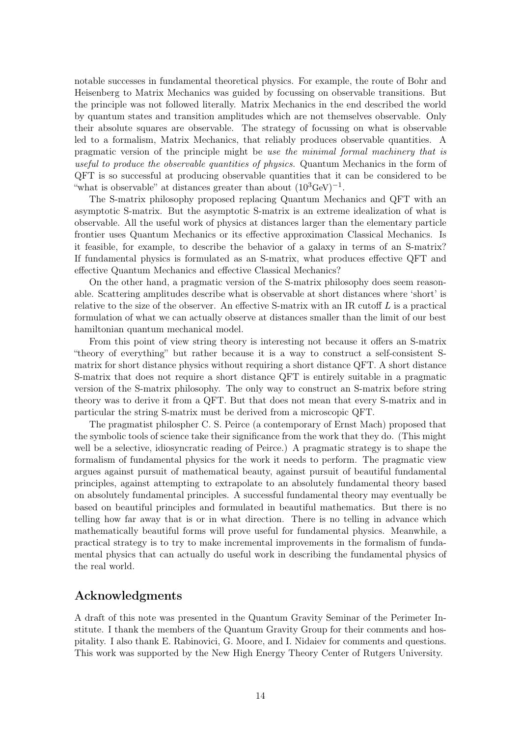notable successes in fundamental theoretical physics. For example, the route of Bohr and Heisenberg to Matrix Mechanics was guided by focussing on observable transitions. But the principle was not followed literally. Matrix Mechanics in the end described the world by quantum states and transition amplitudes which are not themselves observable. Only their absolute squares are observable. The strategy of focussing on what is observable led to a formalism, Matrix Mechanics, that reliably produces observable quantities. A pragmatic version of the principle might be *use the minimal formal machinery that is useful to produce the observable quantities of physics.* Quantum Mechanics in the form of QFT is so successful at producing observable quantities that it can be considered to be "what is observable" at distances greater than about $(10^3\mathrm{GeV})^{-1}$.

The S-matrix philosophy proposed replacing Quantum Mechanics and QFT with an asymptotic S-matrix. But the asymptotic S-matrix is an extreme idealization of what is observable. All the useful work of physics at distances larger than the elementary particle frontier uses Quantum Mechanics or its effective approximation Classical Mechanics. Is it feasible, for example, to describe the behavior of a galaxy in terms of an S-matrix? If fundamental physics is formulated as an S-matrix, what produces effective QFT and effective Quantum Mechanics and effective Classical Mechanics?

On the other hand, a pragmatic version of the S-matrix philosophy does seem reasonable. Scattering amplitudes describe what is observable at short distances where 'short' is relative to the size of the observer. An effective S-matrix with an IR cutoff $L$ is a practical formulation of what we can actually observe at distances smaller than the limit of our best hamiltonian quantum mechanical model.

From this point of view string theory is interesting not because it offers an S-matrix "theory of everything" but rather because it is a way to construct a self-consistent S-matrix for short distance physics without requiring a short distance QFT. A short distance S-matrix that does not require a short distance QFT is entirely suitable in a pragmatic version of the S-matrix philosophy. The only way to construct an S-matrix before string theory was to derive it from a QFT. But that does not mean that every S-matrix and in particular the string S-matrix must be derived from a microscopic QFT.

The pragmatist philospher C. S. Peirce (a contemporary of Ernst Mach) proposed that the symbolic tools of science take their significance from the work that they do. (This might well be a selective, idiosyncratic reading of Peirce.) A pragmatic strategy is to shape the formalism of fundamental physics for the work it needs to perform. The pragmatic view argues against pursuit of mathematical beauty, against pursuit of beautiful fundamental principles, against attempting to extrapolate to an absolutely fundamental theory based on absolutely fundamental principles. A successful fundamental theory may eventually be based on beautiful principles and formulated in beautiful mathematics. But there is no telling how far away that is or in what direction. There is no telling in advance which mathematically beautiful forms will prove useful for fundamental physics. Meanwhile, a practical strategy is to try to make incremental improvements in the formalism of fundamental physics that can actually do useful work in describing the fundamental physics of the real world.

## Acknowledgments

A draft of this note was presented in the Quantum Gravity Seminar of the Perimeter Institute. I thank the members of the Quantum Gravity Group for their comments and hospitality. I also thank E. Rabinovici, G. Moore, and I. Nidaiev for comments and questions. This work was supported by the New High Energy Theory Center of Rutgers University.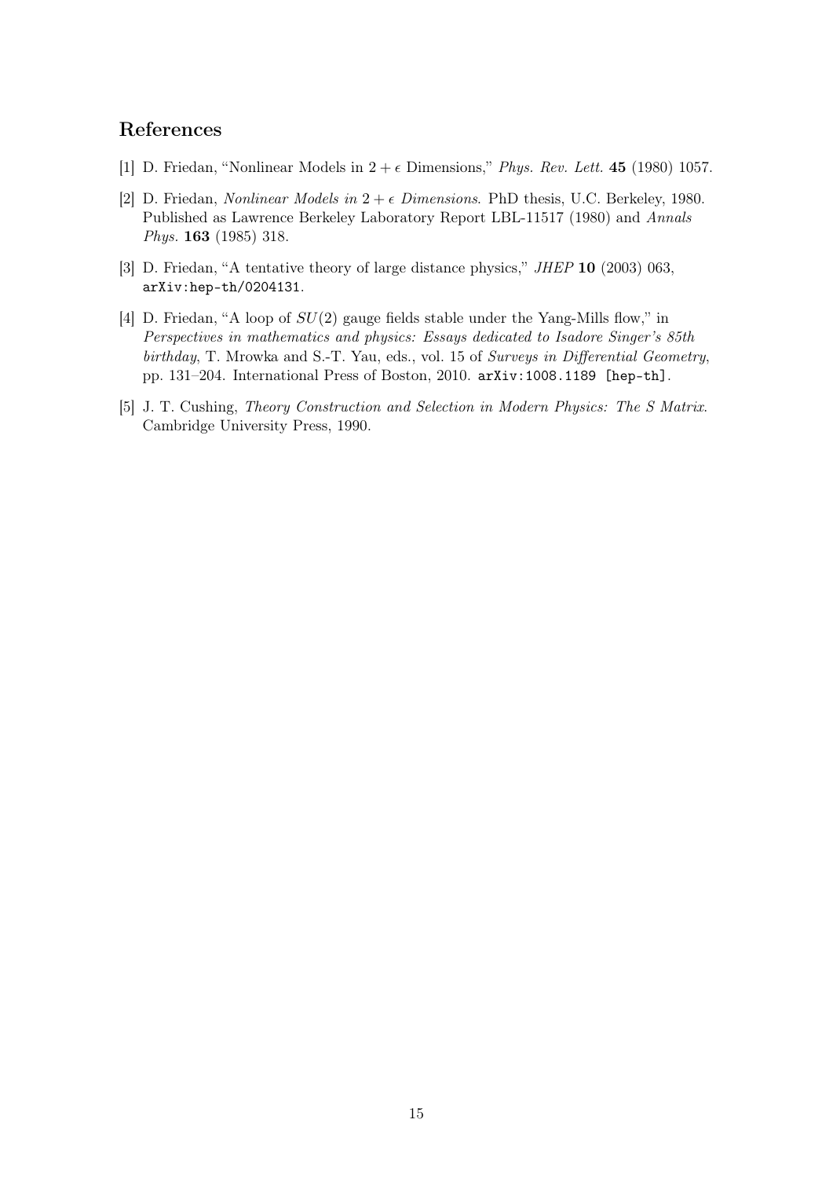## References

[1] D. Friedan, "Nonlinear Models in $2+\epsilon$ Dimensions," *Phys. Rev. Lett.* **45** (1980) 1057.

[2] D. Friedan, *Nonlinear Models in $2+\epsilon$ Dimensions*. PhD thesis, U.C. Berkeley, 1980. Published as Lawrence Berkeley Laboratory Report LBL-11517 (1980) and *Annals Phys.* **163** (1985) 318.

[3] D. Friedan, "A tentative theory of large distance physics," *JHEP* **10** (2003) 063, `arXiv:hep-th/0204131`.

[4] D. Friedan, "A loop of $SU(2)$ gauge fields stable under the Yang-Mills flow," in *Perspectives in mathematics and physics: Essays dedicated to Isadore Singer's 85th birthday*, T. Mrowka and S.-T. Yau, eds., vol. 15 of *Surveys in Differential Geometry*, pp. 131–204. International Press of Boston, 2010. `arXiv:1008.1189 [hep-th]`.

[5] J. T. Cushing, *Theory Construction and Selection in Modern Physics: The S Matrix*. Cambridge University Press, 1990.